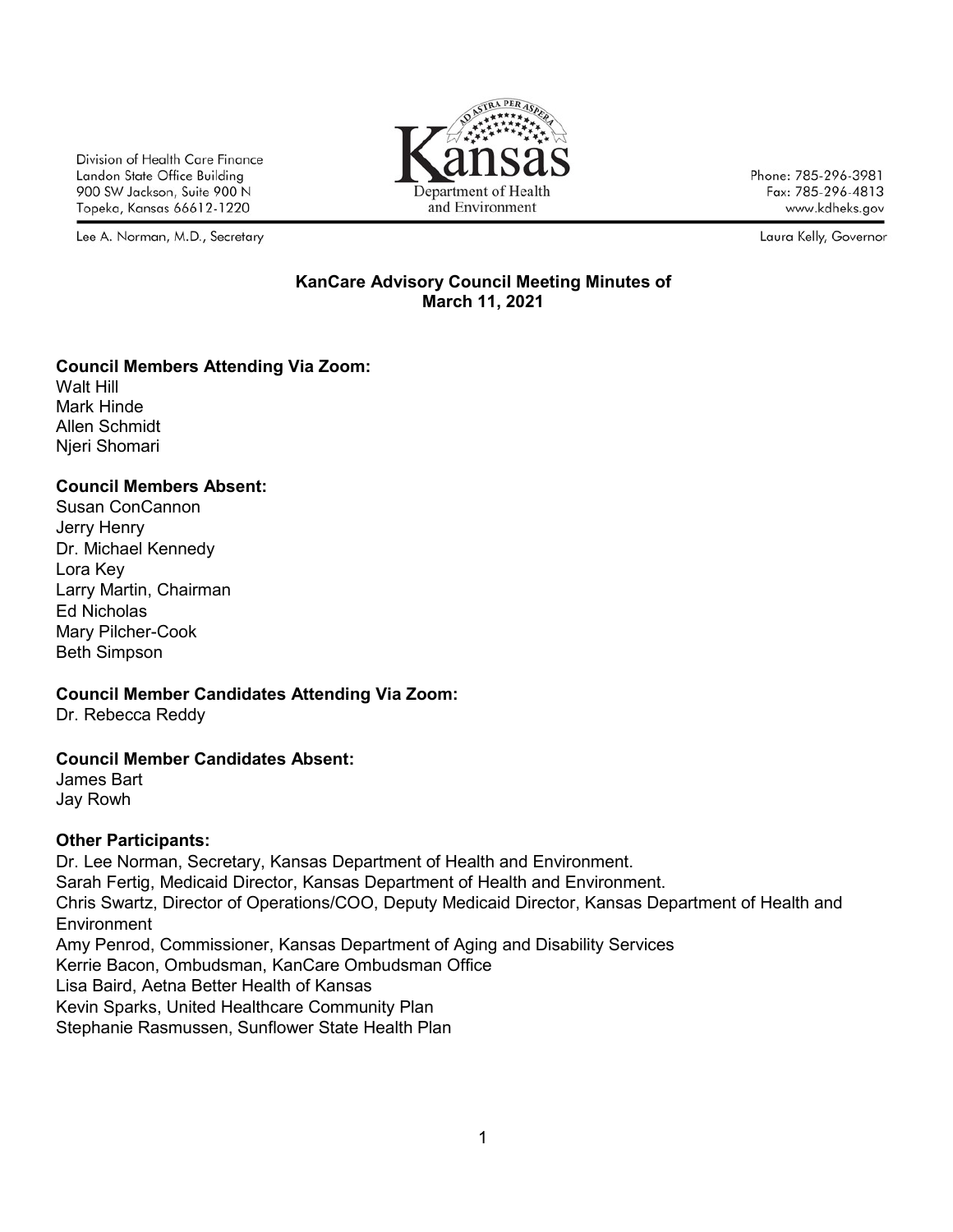Division of Health Care Finance
Landon State Office Building
900 SW Jackson, Suite 900 N
Topeka, Kansas 66612-1220

Kansas Department of Health and Environment

Phone: 785-296-3981
Fax: 785-296-4813
www.kdheks.gov

Lee A. Norman, M.D., Secretary

Laura Kelly, Governor

## KanCare Advisory Council Meeting Minutes of March 11, 2021

**Council Members Attending Via Zoom:**
Walt Hill
Mark Hinde
Allen Schmidt
Njeri Shomari

**Council Members Absent:**
Susan ConCannon
Jerry Henry
Dr. Michael Kennedy
Lora Key
Larry Martin, Chairman
Ed Nicholas
Mary Pilcher-Cook
Beth Simpson

**Council Member Candidates Attending Via Zoom:**
Dr. Rebecca Reddy

**Council Member Candidates Absent:**
James Bart
Jay Rowh

**Other Participants:**
Dr. Lee Norman, Secretary, Kansas Department of Health and Environment.
Sarah Fertig, Medicaid Director, Kansas Department of Health and Environment.
Chris Swartz, Director of Operations/COO, Deputy Medicaid Director, Kansas Department of Health and Environment
Amy Penrod, Commissioner, Kansas Department of Aging and Disability Services
Kerrie Bacon, Ombudsman, KanCare Ombudsman Office
Lisa Baird, Aetna Better Health of Kansas
Kevin Sparks, United Healthcare Community Plan
Stephanie Rasmussen, Sunflower State Health Plan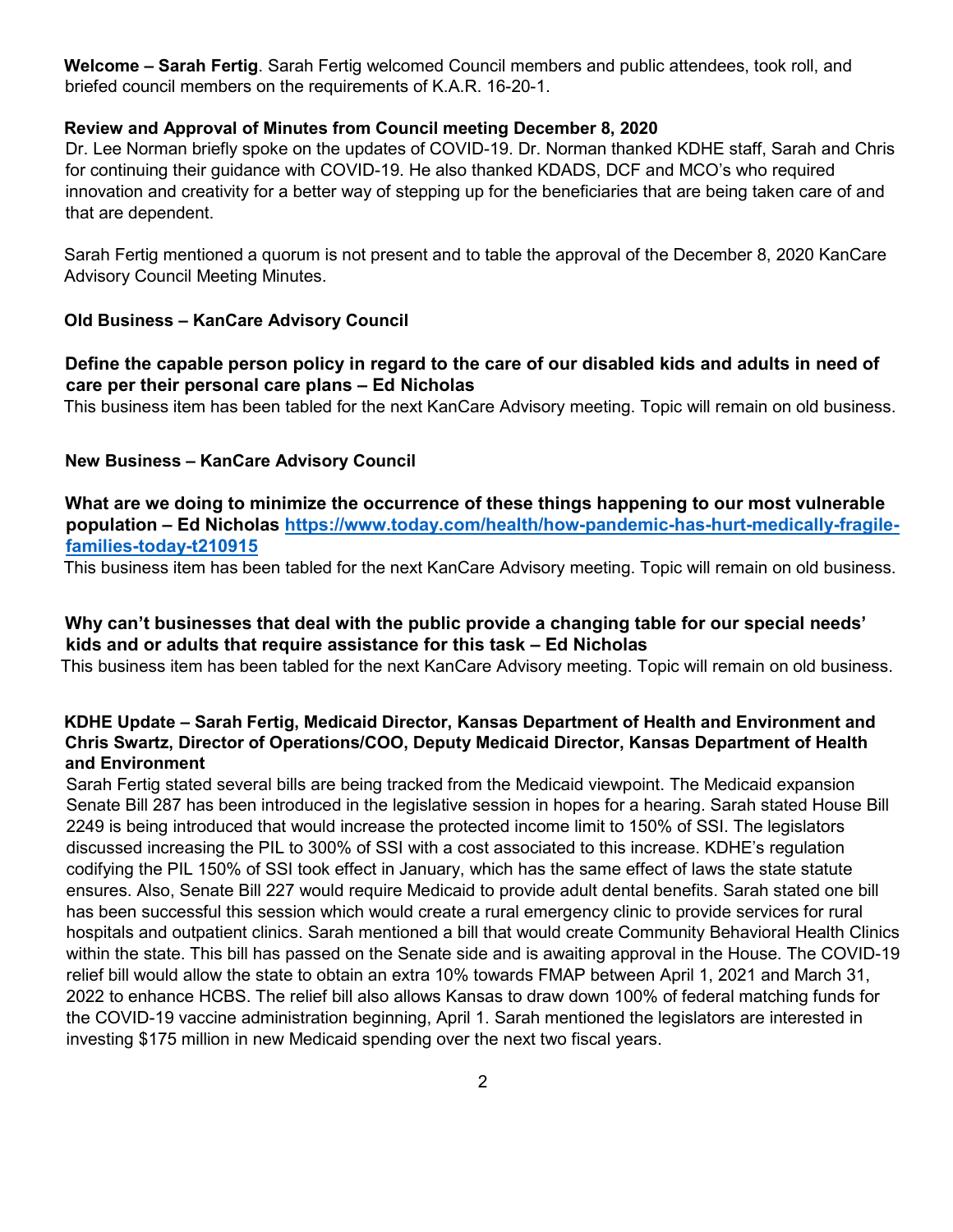**Welcome – Sarah Fertig**. Sarah Fertig welcomed Council members and public attendees, took roll, and briefed council members on the requirements of K.A.R. 16-20-1.

**Review and Approval of Minutes from Council meeting December 8, 2020**

Dr. Lee Norman briefly spoke on the updates of COVID-19. Dr. Norman thanked KDHE staff, Sarah and Chris for continuing their guidance with COVID-19. He also thanked KDADS, DCF and MCO's who required innovation and creativity for a better way of stepping up for the beneficiaries that are being taken care of and that are dependent.

Sarah Fertig mentioned a quorum is not present and to table the approval of the December 8, 2020 KanCare Advisory Council Meeting Minutes.

**Old Business – KanCare Advisory Council**

**Define the capable person policy in regard to the care of our disabled kids and adults in need of care per their personal care plans – Ed Nicholas**

This business item has been tabled for the next KanCare Advisory meeting. Topic will remain on old business.

**New Business – KanCare Advisory Council**

**What are we doing to minimize the occurrence of these things happening to our most vulnerable population – Ed Nicholas [https://www.today.com/health/how-pandemic-has-hurt-medically-fragile-families-today-t210915](https://www.today.com/health/how-pandemic-has-hurt-medically-fragile-families-today-t210915)**

This business item has been tabled for the next KanCare Advisory meeting. Topic will remain on old business.

**Why can't businesses that deal with the public provide a changing table for our special needs' kids and or adults that require assistance for this task – Ed Nicholas**

This business item has been tabled for the next KanCare Advisory meeting. Topic will remain on old business.

**KDHE Update – Sarah Fertig, Medicaid Director, Kansas Department of Health and Environment and Chris Swartz, Director of Operations/COO, Deputy Medicaid Director, Kansas Department of Health and Environment**

Sarah Fertig stated several bills are being tracked from the Medicaid viewpoint. The Medicaid expansion Senate Bill 287 has been introduced in the legislative session in hopes for a hearing. Sarah stated House Bill 2249 is being introduced that would increase the protected income limit to 150% of SSI. The legislators discussed increasing the PIL to 300% of SSI with a cost associated to this increase. KDHE's regulation codifying the PIL 150% of SSI took effect in January, which has the same effect of laws the state statute ensures. Also, Senate Bill 227 would require Medicaid to provide adult dental benefits. Sarah stated one bill has been successful this session which would create a rural emergency clinic to provide services for rural hospitals and outpatient clinics. Sarah mentioned a bill that would create Community Behavioral Health Clinics within the state. This bill has passed on the Senate side and is awaiting approval in the House. The COVID-19 relief bill would allow the state to obtain an extra 10% towards FMAP between April 1, 2021 and March 31, 2022 to enhance HCBS. The relief bill also allows Kansas to draw down 100% of federal matching funds for the COVID-19 vaccine administration beginning, April 1. Sarah mentioned the legislators are interested in investing $175 million in new Medicaid spending over the next two fiscal years.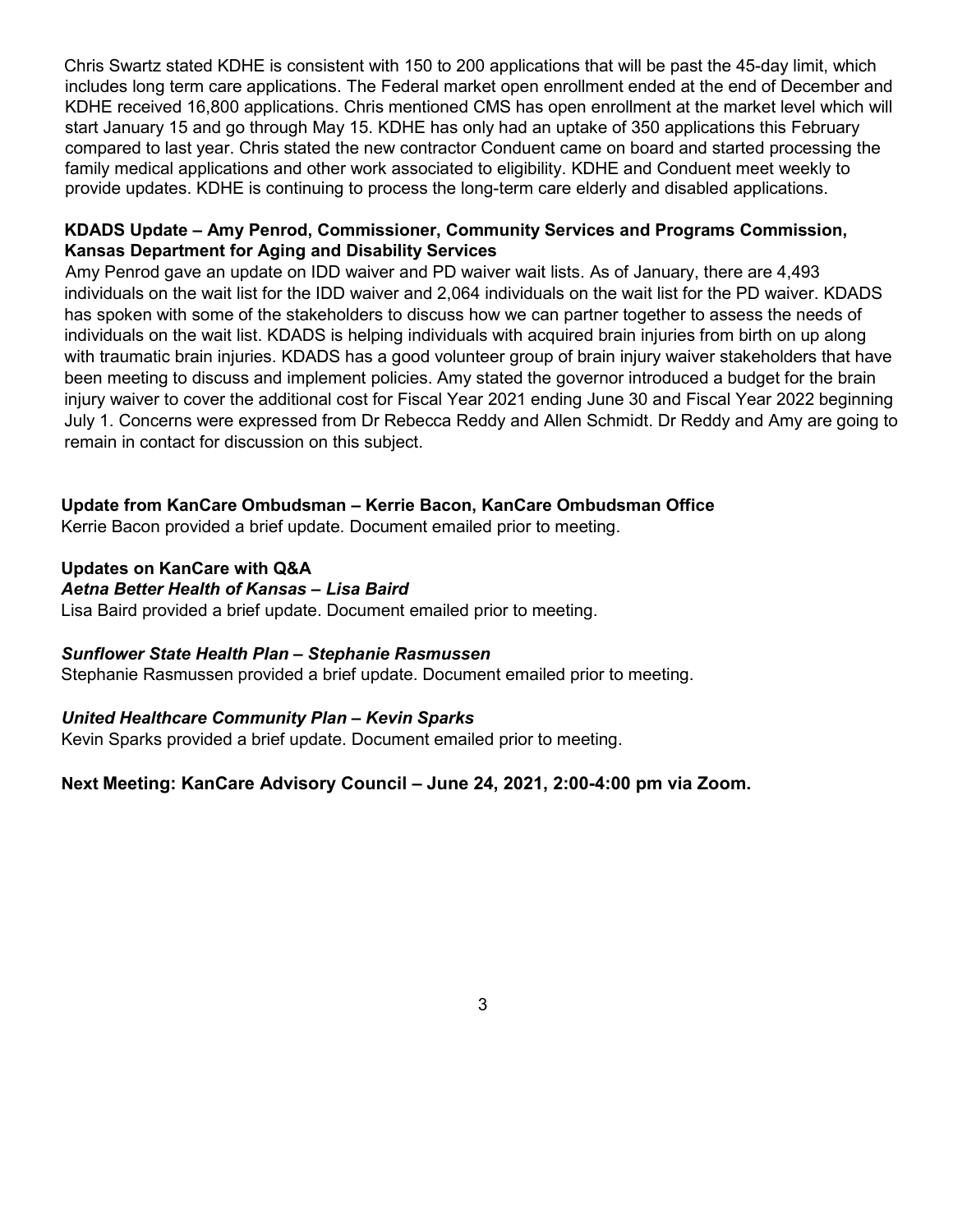Chris Swartz stated KDHE is consistent with 150 to 200 applications that will be past the 45-day limit, which includes long term care applications. The Federal market open enrollment ended at the end of December and KDHE received 16,800 applications. Chris mentioned CMS has open enrollment at the market level which will start January 15 and go through May 15. KDHE has only had an uptake of 350 applications this February compared to last year. Chris stated the new contractor Conduent came on board and started processing the family medical applications and other work associated to eligibility. KDHE and Conduent meet weekly to provide updates. KDHE is continuing to process the long-term care elderly and disabled applications.

**KDADS Update – Amy Penrod, Commissioner, Community Services and Programs Commission, Kansas Department for Aging and Disability Services**

Amy Penrod gave an update on IDD waiver and PD waiver wait lists. As of January, there are 4,493 individuals on the wait list for the IDD waiver and 2,064 individuals on the wait list for the PD waiver. KDADS has spoken with some of the stakeholders to discuss how we can partner together to assess the needs of individuals on the wait list. KDADS is helping individuals with acquired brain injuries from birth on up along with traumatic brain injuries. KDADS has a good volunteer group of brain injury waiver stakeholders that have been meeting to discuss and implement policies. Amy stated the governor introduced a budget for the brain injury waiver to cover the additional cost for Fiscal Year 2021 ending June 30 and Fiscal Year 2022 beginning July 1. Concerns were expressed from Dr Rebecca Reddy and Allen Schmidt. Dr Reddy and Amy are going to remain in contact for discussion on this subject.

**Update from KanCare Ombudsman – Kerrie Bacon, KanCare Ombudsman Office**

Kerrie Bacon provided a brief update. Document emailed prior to meeting.

**Updates on KanCare with Q&A**

***Aetna Better Health of Kansas – Lisa Baird***

Lisa Baird provided a brief update. Document emailed prior to meeting.

***Sunflower State Health Plan – Stephanie Rasmussen***

Stephanie Rasmussen provided a brief update. Document emailed prior to meeting.

***United Healthcare Community Plan – Kevin Sparks***

Kevin Sparks provided a brief update. Document emailed prior to meeting.

**Next Meeting: KanCare Advisory Council – June 24, 2021, 2:00-4:00 pm via Zoom.**